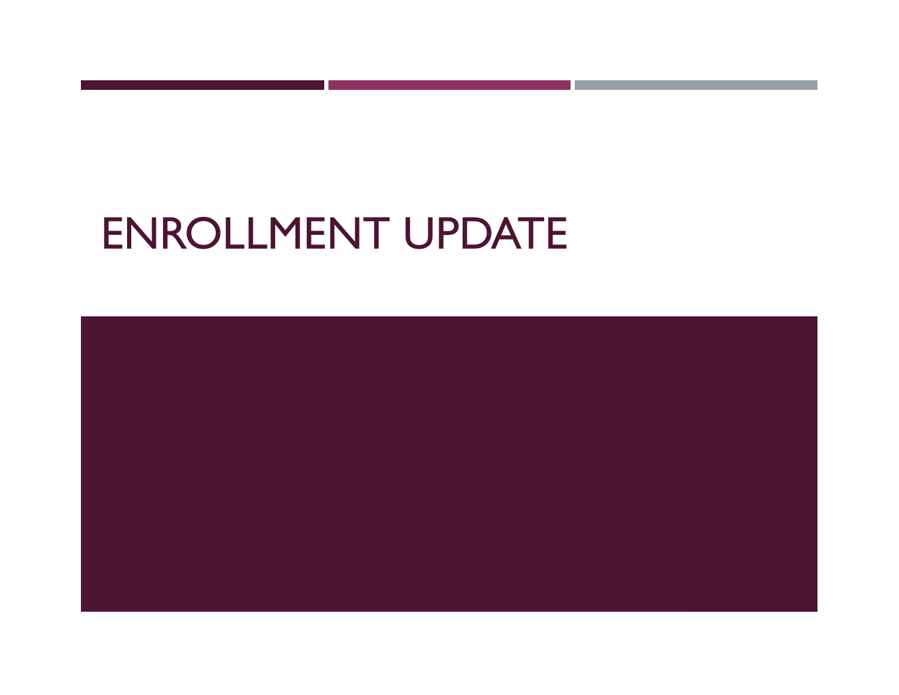# ENROLLMENT UPDATE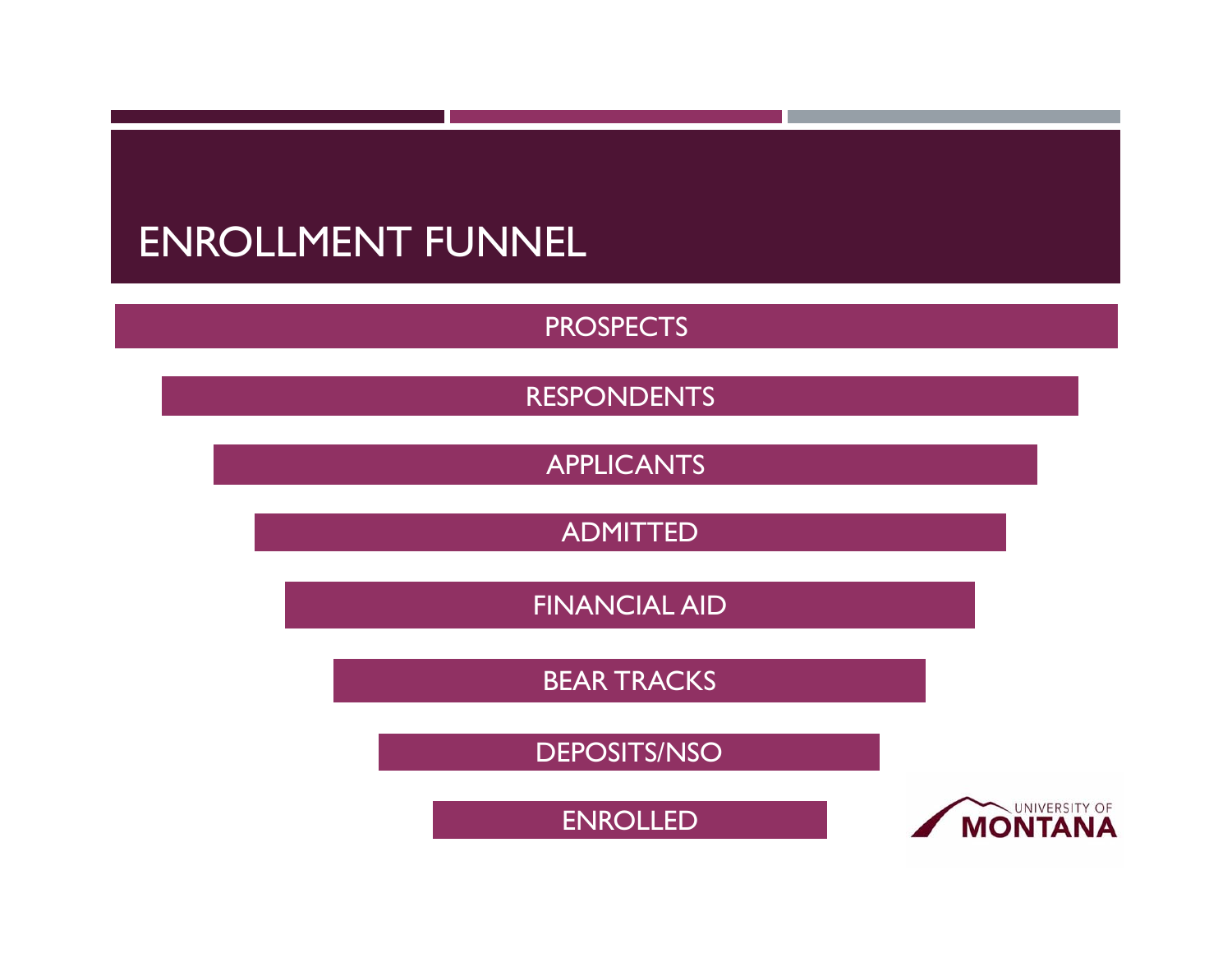# ENROLLMENT FUNNEL

- PROSPECTS
- RESPONDENTS
- APPLICANTS
- ADMITTED
- FINANCIAL AID
- BEAR TRACKS
- DEPOSITS/NSO
- ENROLLED

UNIVERSITY OF MONTANA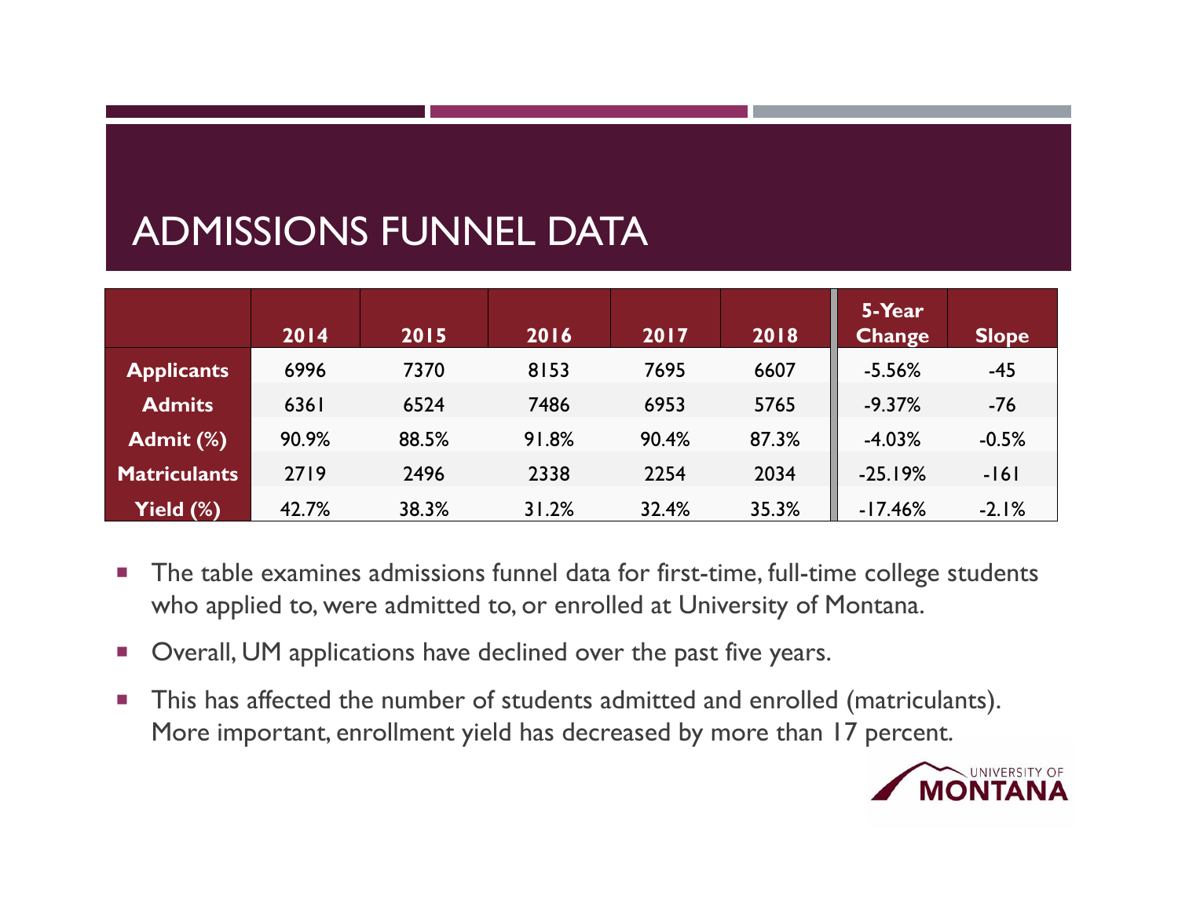# ADMISSIONS FUNNEL DATA

| | 2014 | 2015 | 2016 | 2017 | 2018 | 5-Year Change | Slope |
|---|---|---|---|---|---|---|---|
| **Applicants** | 6996 | 7370 | 8153 | 7695 | 6607 | -5.56% | -45 |
| **Admits** | 6361 | 6524 | 7486 | 6953 | 5765 | -9.37% | -76 |
| **Admit (%)** | 90.9% | 88.5% | 91.8% | 90.4% | 87.3% | -4.03% | -0.5% |
| **Matriculants** | 2719 | 2496 | 2338 | 2254 | 2034 | -25.19% | -161 |
| **Yield (%)** | 42.7% | 38.3% | 31.2% | 32.4% | 35.3% | -17.46% | -2.1% |

- The table examines admissions funnel data for first-time, full-time college students who applied to, were admitted to, or enrolled at University of Montana.
- Overall, UM applications have declined over the past five years.
- This has affected the number of students admitted and enrolled (matriculants). More important, enrollment yield has decreased by more than 17 percent.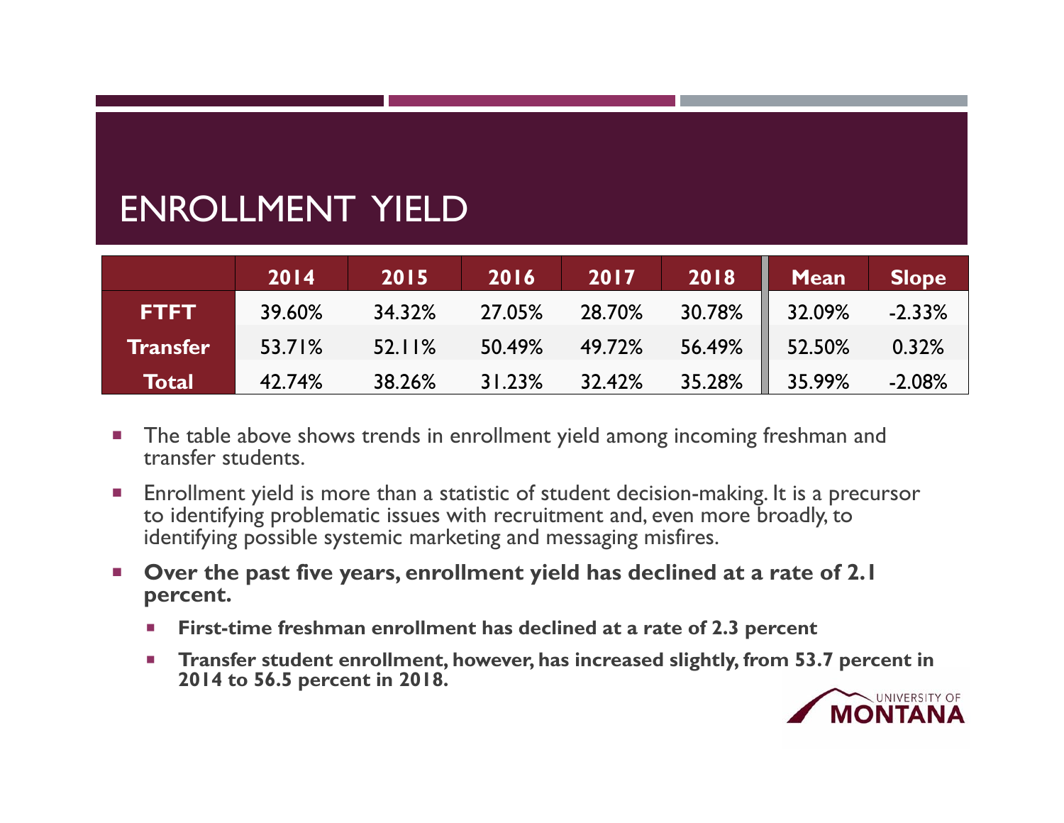# ENROLLMENT YIELD

| | 2014 | 2015 | 2016 | 2017 | 2018 | Mean | Slope |
|---|---|---|---|---|---|---|---|
| **FTFT** | 39.60% | 34.32% | 27.05% | 28.70% | 30.78% | 32.09% | -2.33% |
| **Transfer** | 53.71% | 52.11% | 50.49% | 49.72% | 56.49% | 52.50% | 0.32% |
| **Total** | 42.74% | 38.26% | 31.23% | 32.42% | 35.28% | 35.99% | -2.08% |

- The table above shows trends in enrollment yield among incoming freshman and transfer students.
- Enrollment yield is more than a statistic of student decision-making. It is a precursor to identifying problematic issues with recruitment and, even more broadly, to identifying possible systemic marketing and messaging misfires.
- **Over the past five years, enrollment yield has declined at a rate of 2.1 percent.**
  - **First-time freshman enrollment has declined at a rate of 2.3 percent**
  - **Transfer student enrollment, however, has increased slightly, from 53.7 percent in 2014 to 56.5 percent in 2018.**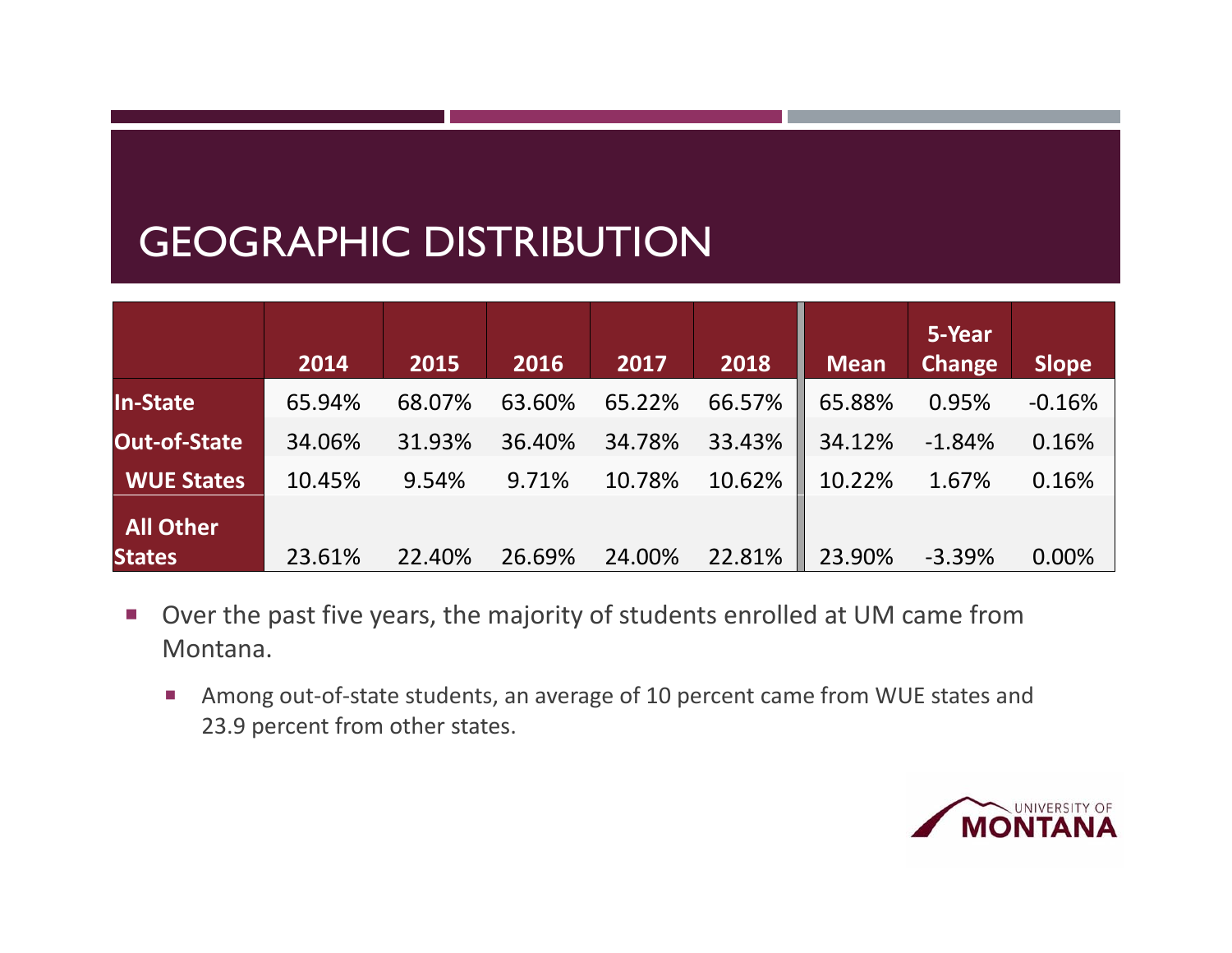# GEOGRAPHIC DISTRIBUTION

| | 2014 | 2015 | 2016 | 2017 | 2018 | Mean | 5-Year Change | Slope |
|---|---|---|---|---|---|---|---|---|
| In-State | 65.94% | 68.07% | 63.60% | 65.22% | 66.57% | 65.88% | 0.95% | -0.16% |
| Out-of-State | 34.06% | 31.93% | 36.40% | 34.78% | 33.43% | 34.12% | -1.84% | 0.16% |
| WUE States | 10.45% | 9.54% | 9.71% | 10.78% | 10.62% | 10.22% | 1.67% | 0.16% |
| All Other States | 23.61% | 22.40% | 26.69% | 24.00% | 22.81% | 23.90% | -3.39% | 0.00% |

- Over the past five years, the majority of students enrolled at UM came from Montana.
  - Among out-of-state students, an average of 10 percent came from WUE states and 23.9 percent from other states.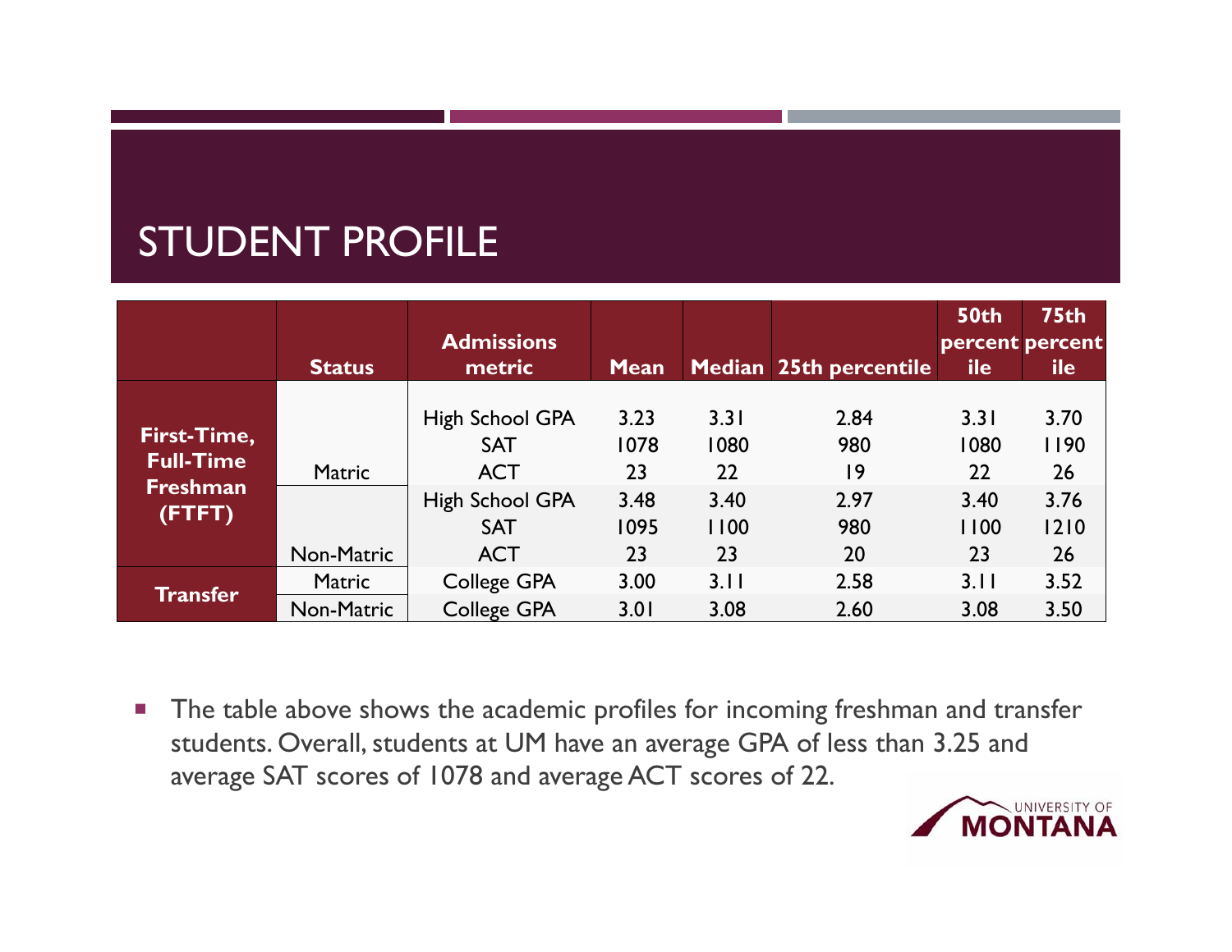# STUDENT PROFILE

| | Status | Admissions metric | Mean | Median | 25th percentile | 50th percentile | 75th percentile |
|---|---|---|---|---|---|---|---|
| First-Time, Full-Time Freshman (FTFT) | Matric | High School GPA | 3.23 | 3.31 | 2.84 | 3.31 | 3.70 |
| | | SAT | 1078 | 1080 | 980 | 1080 | 1190 |
| | | ACT | 23 | 22 | 19 | 22 | 26 |
| | Non-Matric | High School GPA | 3.48 | 3.40 | 2.97 | 3.40 | 3.76 |
| | | SAT | 1095 | 1100 | 980 | 1100 | 1210 |
| | | ACT | 23 | 23 | 20 | 23 | 26 |
| Transfer | Matric | College GPA | 3.00 | 3.11 | 2.58 | 3.11 | 3.52 |
| | Non-Matric | College GPA | 3.01 | 3.08 | 2.60 | 3.08 | 3.50 |

- The table above shows the academic profiles for incoming freshman and transfer students. Overall, students at UM have an average GPA of less than 3.25 and average SAT scores of 1078 and average ACT scores of 22.

UNIVERSITY OF MONTANA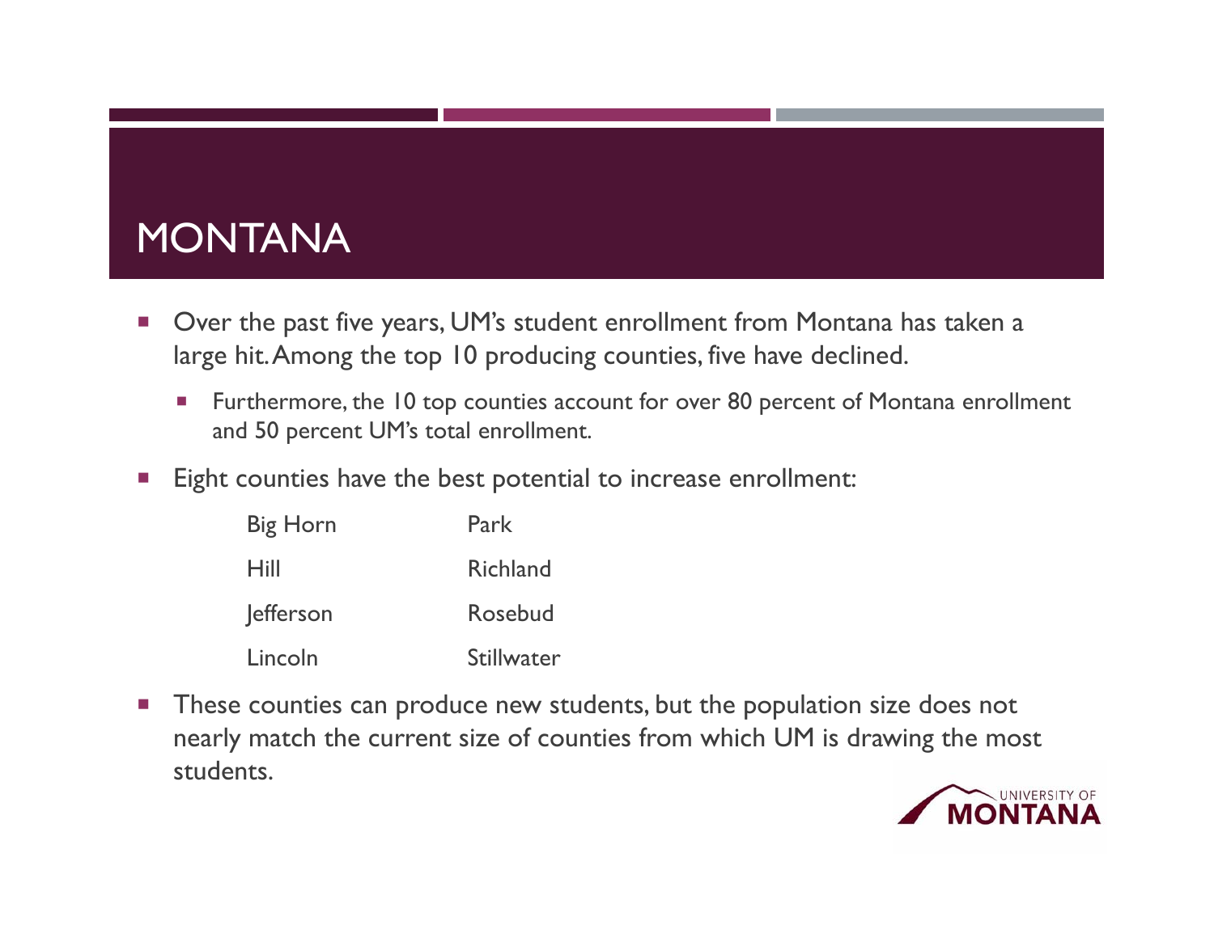# MONTANA

- Over the past five years, UM's student enrollment from Montana has taken a large hit. Among the top 10 producing counties, five have declined.
  - Furthermore, the 10 top counties account for over 80 percent of Montana enrollment and 50 percent UM's total enrollment.
- Eight counties have the best potential to increase enrollment:

| | |
|---|---|
| Big Horn | Park |
| Hill | Richland |
| Jefferson | Rosebud |
| Lincoln | Stillwater |

- These counties can produce new students, but the population size does not nearly match the current size of counties from which UM is drawing the most students.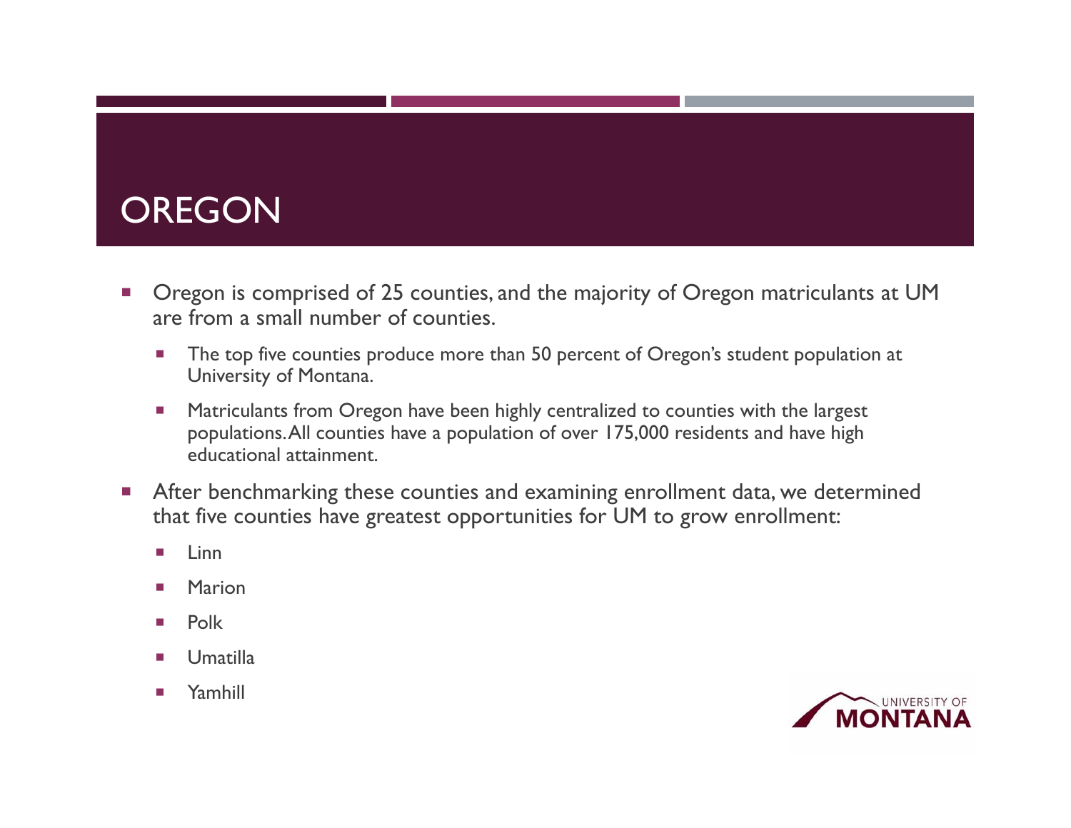# OREGON

- Oregon is comprised of 25 counties, and the majority of Oregon matriculants at UM are from a small number of counties.
  - The top five counties produce more than 50 percent of Oregon's student population at University of Montana.
  - Matriculants from Oregon have been highly centralized to counties with the largest populations. All counties have a population of over 175,000 residents and have high educational attainment.
- After benchmarking these counties and examining enrollment data, we determined that five counties have greatest opportunities for UM to grow enrollment:
  - Linn
  - Marion
  - Polk
  - Umatilla
  - Yamhill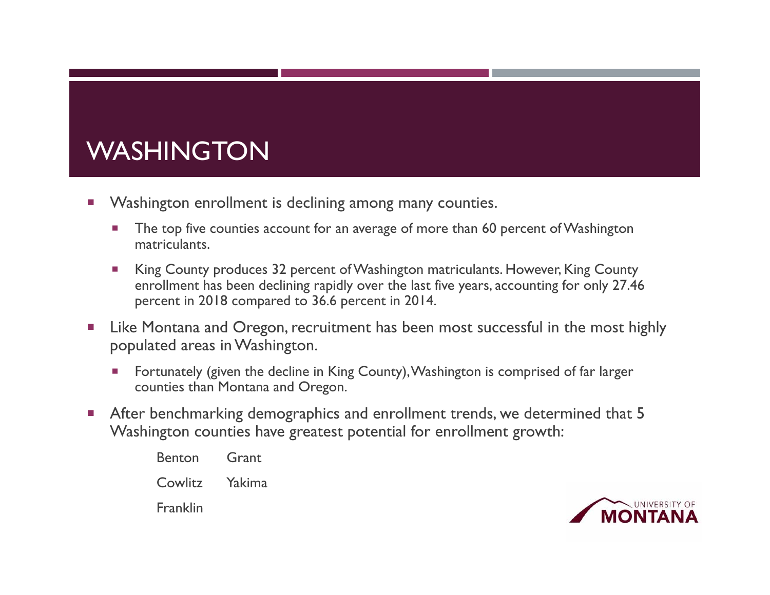# WASHINGTON

- Washington enrollment is declining among many counties.
  - The top five counties account for an average of more than 60 percent of Washington matriculants.
  - King County produces 32 percent of Washington matriculants. However, King County enrollment has been declining rapidly over the last five years, accounting for only 27.46 percent in 2018 compared to 36.6 percent in 2014.
- Like Montana and Oregon, recruitment has been most successful in the most highly populated areas in Washington.
  - Fortunately (given the decline in King County), Washington is comprised of far larger counties than Montana and Oregon.
- After benchmarking demographics and enrollment trends, we determined that 5 Washington counties have greatest potential for enrollment growth:

  Benton, Grant, Cowlitz, Yakima, Franklin

UNIVERSITY OF MONTANA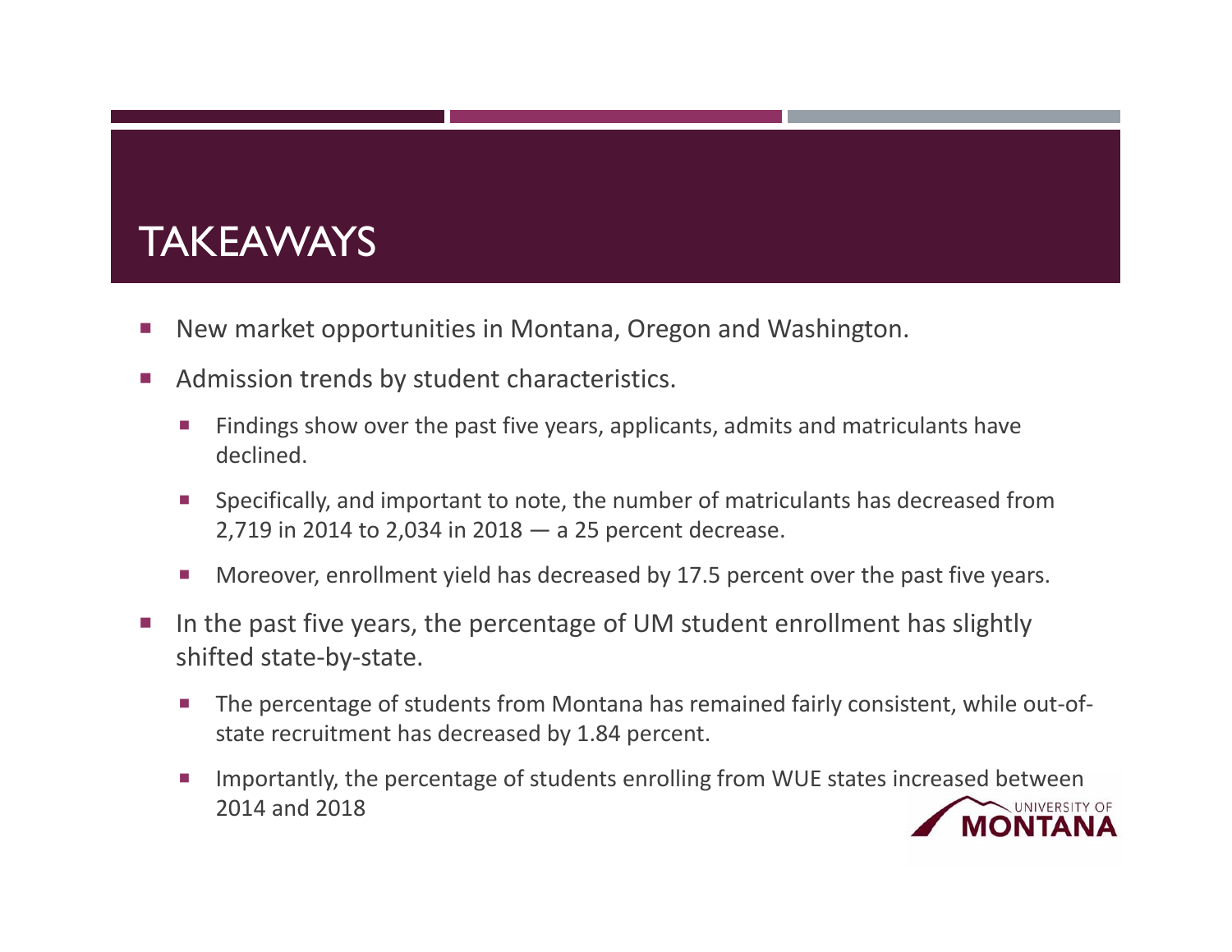# TAKEAWAYS

- New market opportunities in Montana, Oregon and Washington.
- Admission trends by student characteristics.
  - Findings show over the past five years, applicants, admits and matriculants have declined.
  - Specifically, and important to note, the number of matriculants has decreased from 2,719 in 2014 to 2,034 in 2018 — a 25 percent decrease.
  - Moreover, enrollment yield has decreased by 17.5 percent over the past five years.
- In the past five years, the percentage of UM student enrollment has slightly shifted state-by-state.
  - The percentage of students from Montana has remained fairly consistent, while out-of-state recruitment has decreased by 1.84 percent.
  - Importantly, the percentage of students enrolling from WUE states increased between 2014 and 2018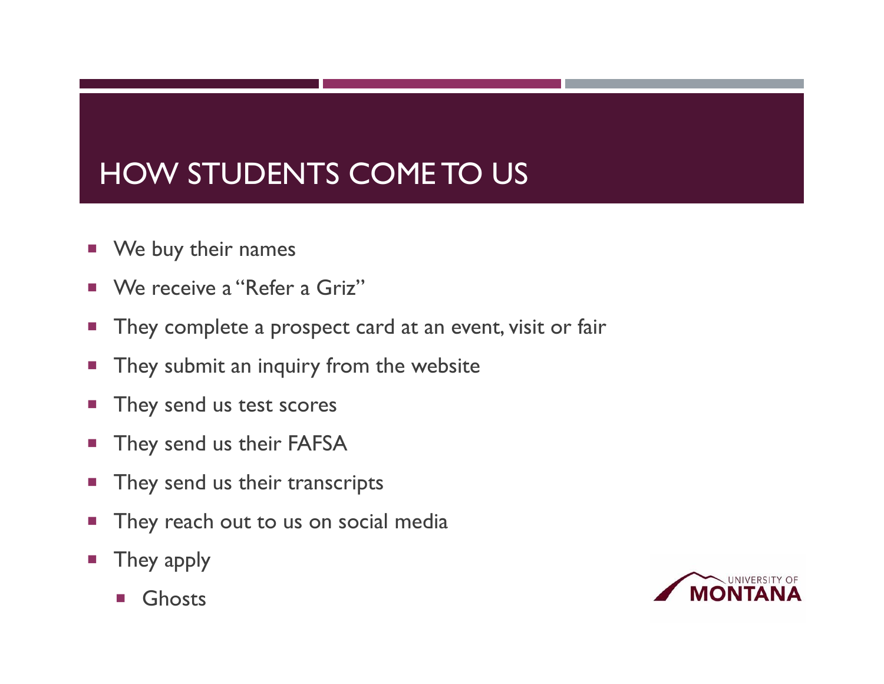# HOW STUDENTS COME TO US

- We buy their names
- We receive a "Refer a Griz"
- They complete a prospect card at an event, visit or fair
- They submit an inquiry from the website
- They send us test scores
- They send us their FAFSA
- They send us their transcripts
- They reach out to us on social media
- They apply
  - Ghosts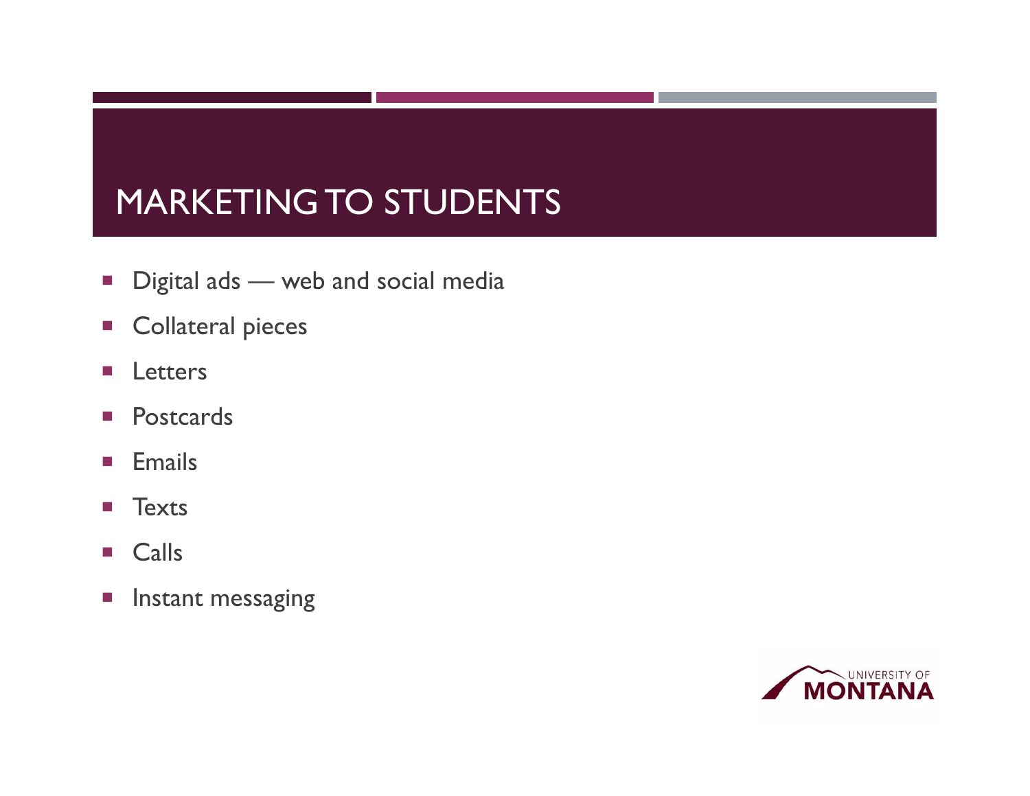# MARKETING TO STUDENTS

- Digital ads — web and social media
- Collateral pieces
- Letters
- Postcards
- Emails
- Texts
- Calls
- Instant messaging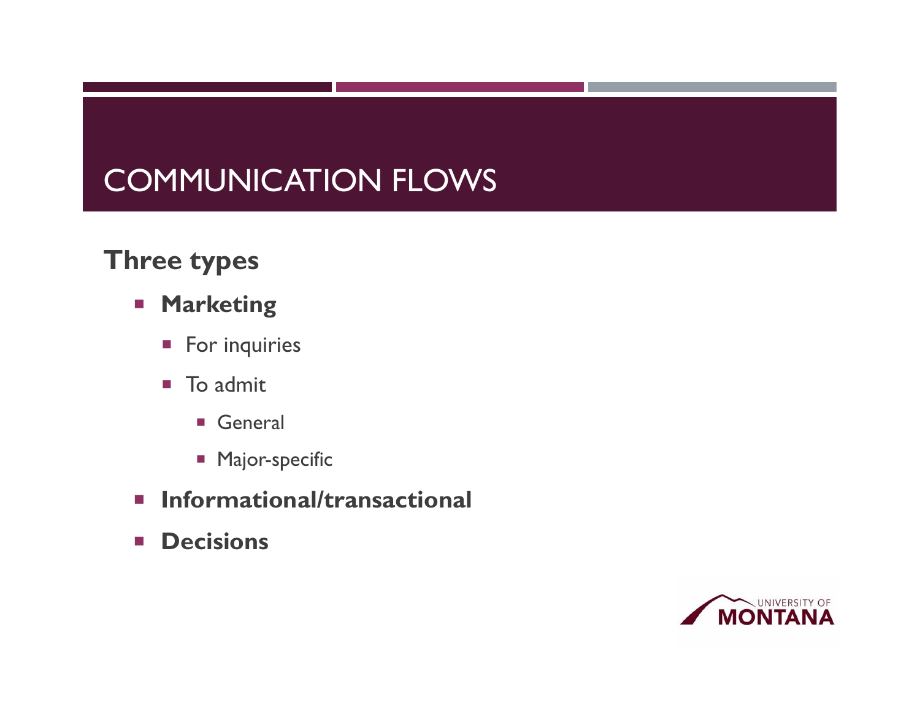# COMMUNICATION FLOWS

## Three types

- **Marketing**
  - For inquiries
  - To admit
    - General
    - Major-specific
- **Informational/transactional**
- **Decisions**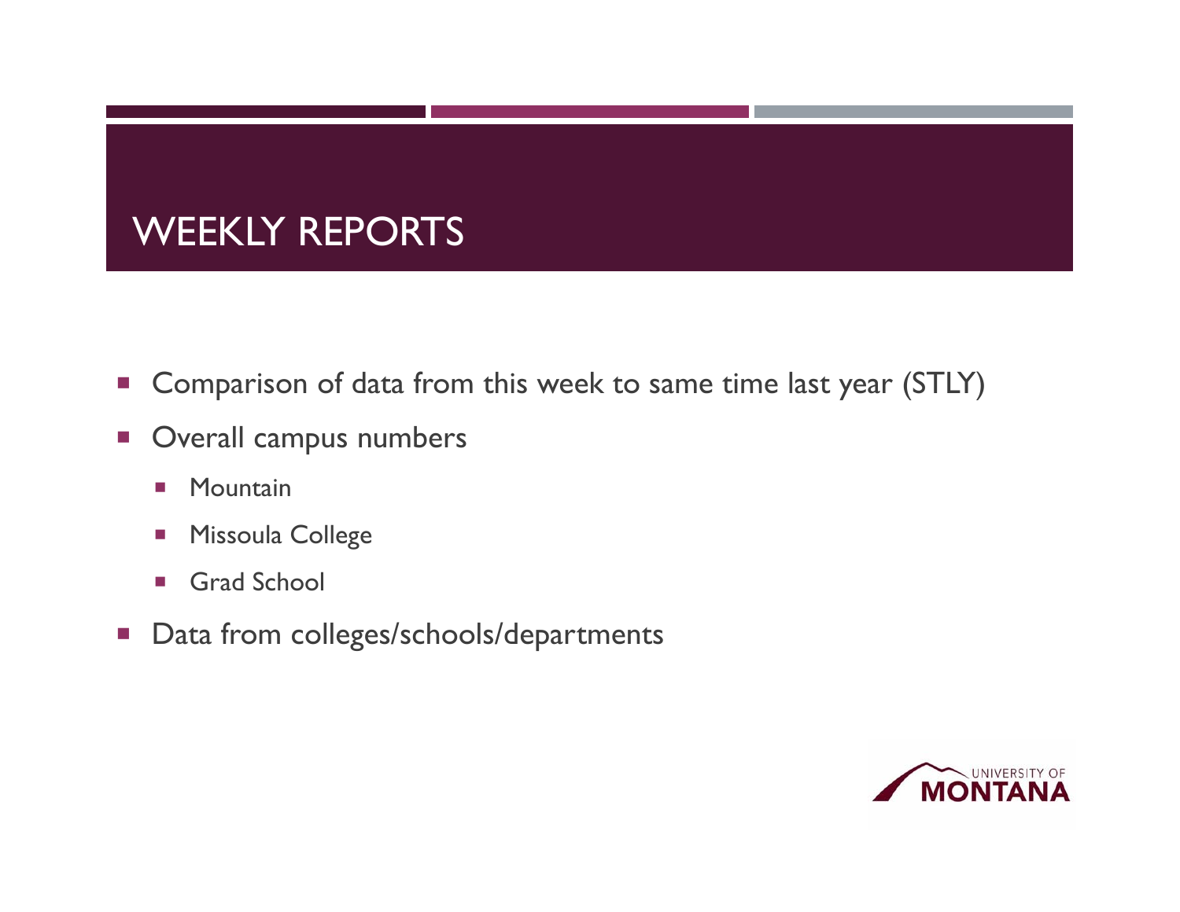# WEEKLY REPORTS

- Comparison of data from this week to same time last year (STLY)
- Overall campus numbers
  - Mountain
  - Missoula College
  - Grad School
- Data from colleges/schools/departments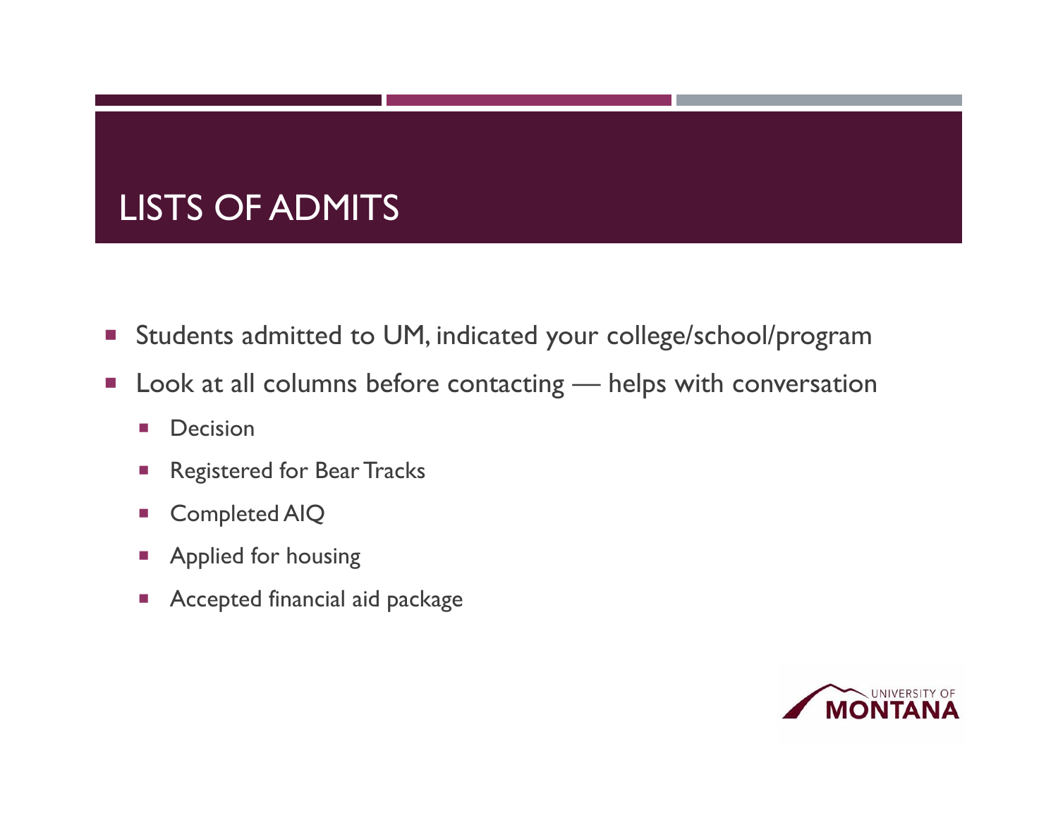# LISTS OF ADMITS

- Students admitted to UM, indicated your college/school/program
- Look at all columns before contacting — helps with conversation
  - Decision
  - Registered for Bear Tracks
  - Completed AIQ
  - Applied for housing
  - Accepted financial aid package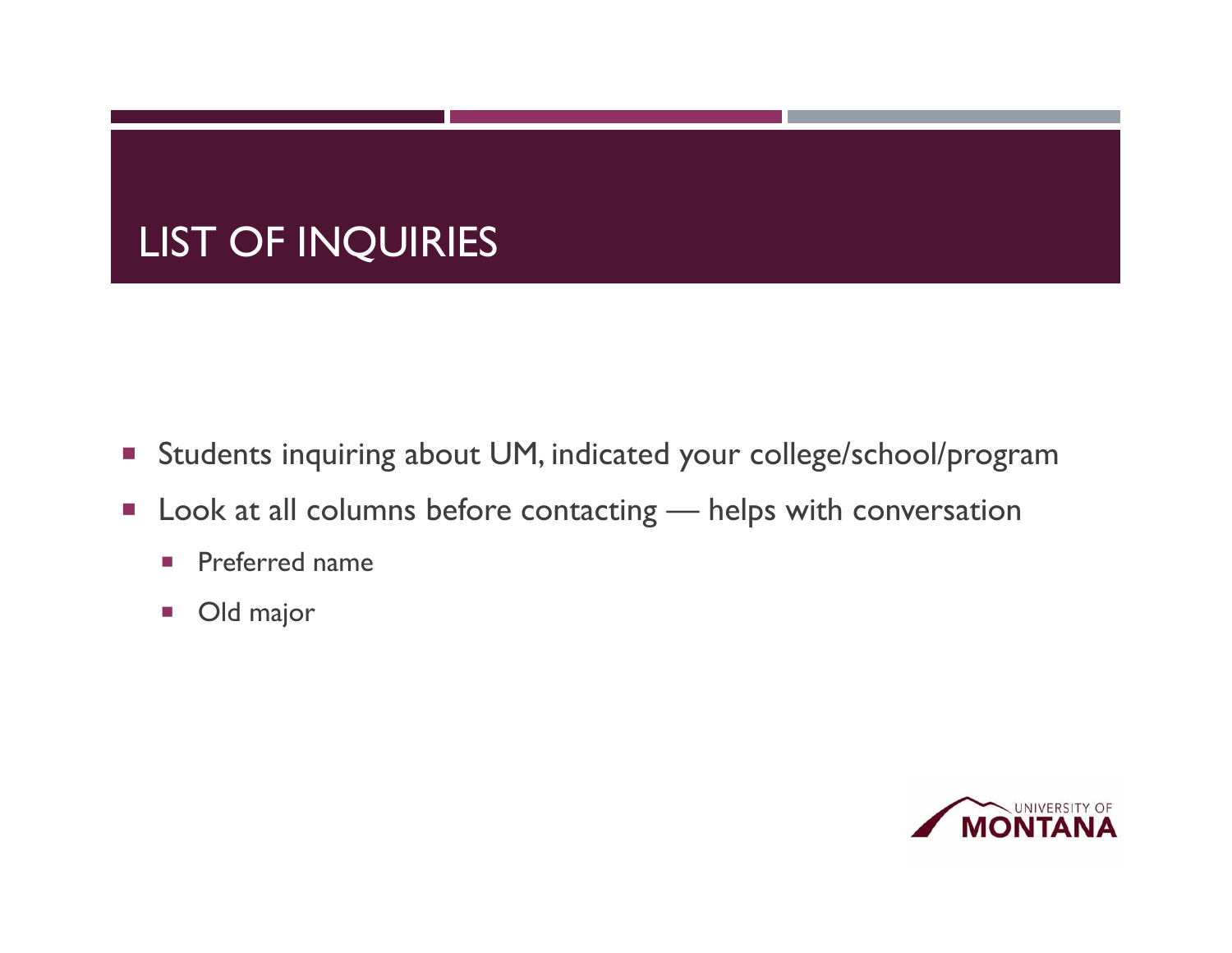# LIST OF INQUIRIES

- Students inquiring about UM, indicated your college/school/program
- Look at all columns before contacting — helps with conversation
  - Preferred name
  - Old major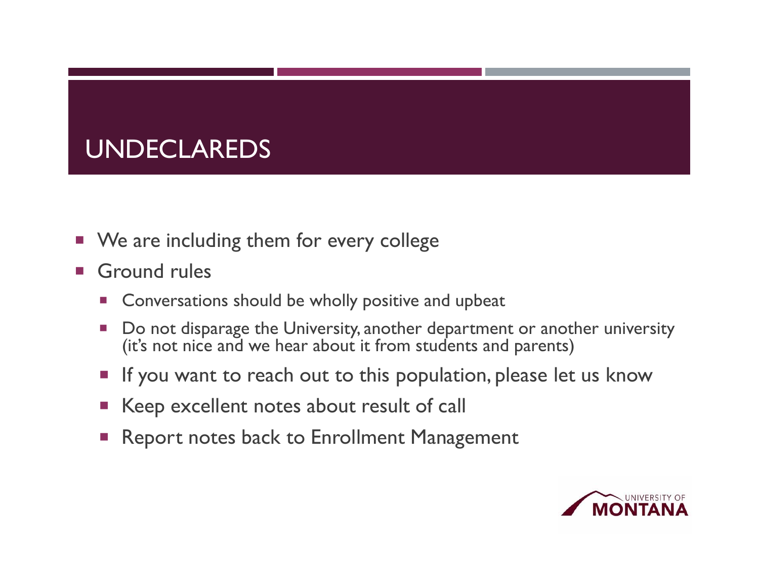# UNDECLAREDS

- We are including them for every college
- Ground rules
  - Conversations should be wholly positive and upbeat
  - Do not disparage the University, another department or another university (it's not nice and we hear about it from students and parents)
  - If you want to reach out to this population, please let us know
  - Keep excellent notes about result of call
  - Report notes back to Enrollment Management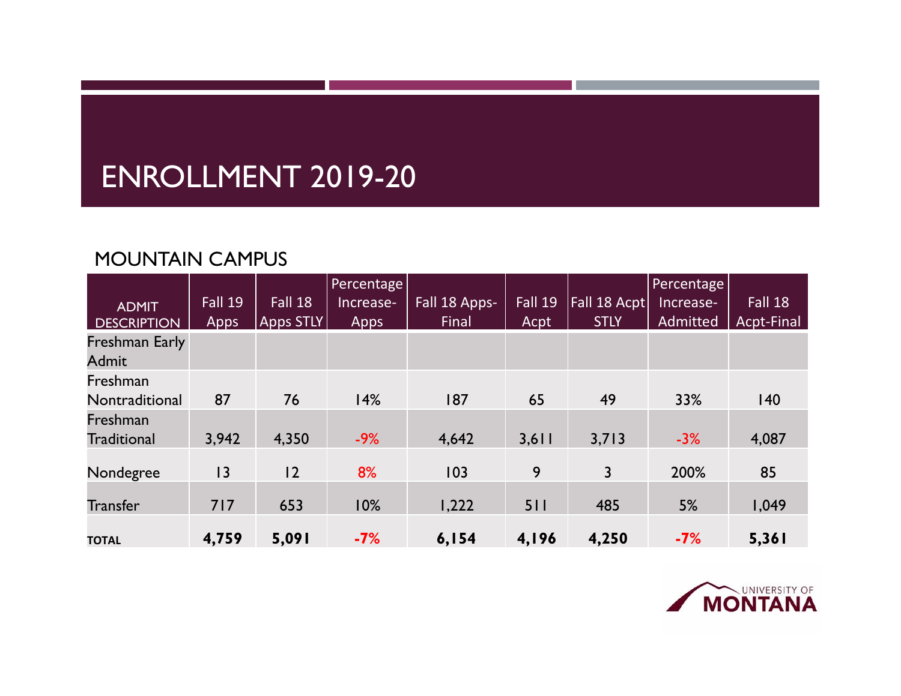# ENROLLMENT 2019-20

## MOUNTAIN CAMPUS

| ADMIT DESCRIPTION | Fall 19 Apps | Fall 18 Apps STLY | Percentage Increase-Apps | Fall 18 Apps-Final | Fall 19 Acpt | Fall 18 Acpt STLY | Percentage Increase-Admitted | Fall 18 Acpt-Final |
|---|---|---|---|---|---|---|---|---|
| Freshman Early Admit | | | | | | | | |
| Freshman Nontraditional | 87 | 76 | 14% | 187 | 65 | 49 | 33% | 140 |
| Freshman Traditional | 3,942 | 4,350 | -9% | 4,642 | 3,611 | 3,713 | -3% | 4,087 |
| Nondegree | 13 | 12 | 8% | 103 | 9 | 3 | 200% | 85 |
| Transfer | 717 | 653 | 10% | 1,222 | 511 | 485 | 5% | 1,049 |
| **TOTAL** | **4,759** | **5,091** | **-7%** | **6,154** | **4,196** | **4,250** | **-7%** | **5,361** |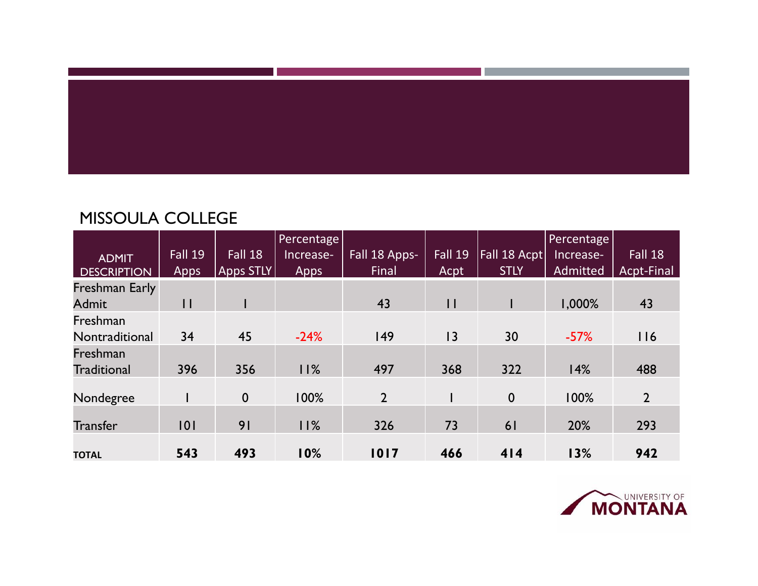## MISSOULA COLLEGE

| ADMIT DESCRIPTION | Fall 19 Apps | Fall 18 Apps STLY | Percentage Increase-Apps | Fall 18 Apps-Final | Fall 19 Acpt | Fall 18 Acpt STLY | Percentage Increase-Admitted | Fall 18 Acpt-Final |
|---|---|---|---|---|---|---|---|---|
| Freshman Early Admit | 11 | 1 | | 43 | 11 | 1 | 1,000% | 43 |
| Freshman Nontraditional | 34 | 45 | -24% | 149 | 13 | 30 | -57% | 116 |
| Freshman Traditional | 396 | 356 | 11% | 497 | 368 | 322 | 14% | 488 |
| Nondegree | 1 | 0 | 100% | 2 | 1 | 0 | 100% | 2 |
| Transfer | 101 | 91 | 11% | 326 | 73 | 61 | 20% | 293 |
| **TOTAL** | **543** | **493** | **10%** | **1017** | **466** | **414** | **13%** | **942** |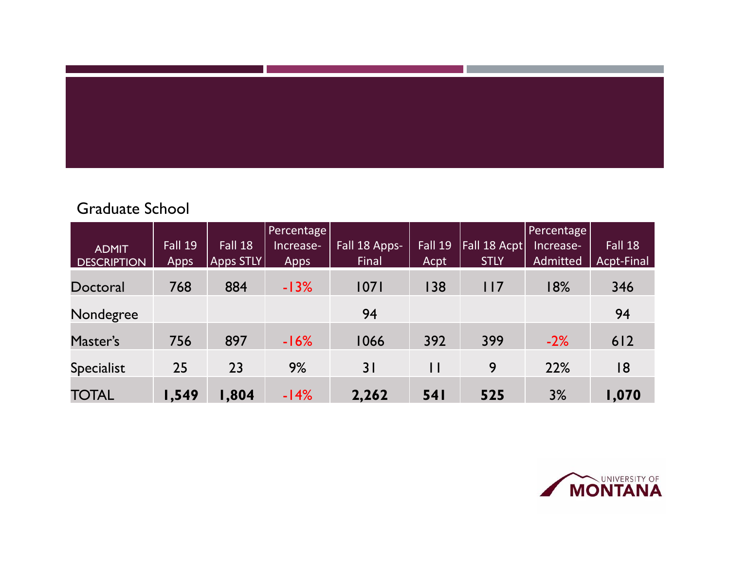Graduate School

| ADMIT DESCRIPTION | Fall 19 Apps | Fall 18 Apps STLY | Percentage Increase-Apps | Fall 18 Apps-Final | Fall 19 Acpt | Fall 18 Acpt STLY | Percentage Increase-Admitted | Fall 18 Acpt-Final |
|---|---|---|---|---|---|---|---|---|
| Doctoral | 768 | 884 | -13% | 1071 | 138 | 117 | 18% | 346 |
| Nondegree | | | | 94 | | | | 94 |
| Master's | 756 | 897 | -16% | 1066 | 392 | 399 | -2% | 612 |
| Specialist | 25 | 23 | 9% | 31 | 11 | 9 | 22% | 18 |
| TOTAL | **1,549** | **1,804** | -14% | **2,262** | **541** | **525** | 3% | **1,070** |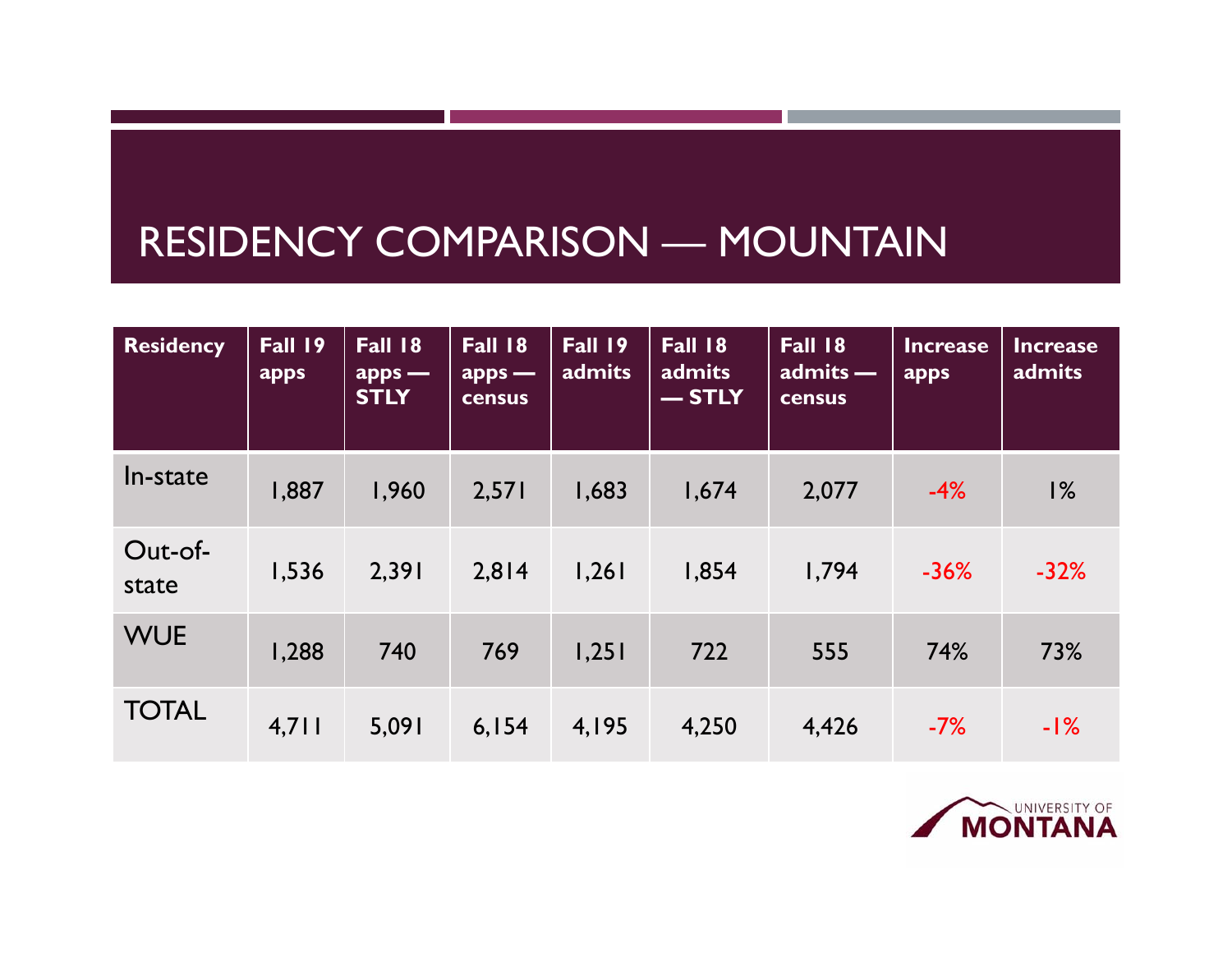# RESIDENCY COMPARISON — MOUNTAIN

| Residency | Fall 19 apps | Fall 18 apps — STLY | Fall 18 apps — census | Fall 19 admits | Fall 18 admits — STLY | Fall 18 admits — census | Increase apps | Increase admits |
|---|---|---|---|---|---|---|---|---|
| In-state | 1,887 | 1,960 | 2,571 | 1,683 | 1,674 | 2,077 | -4% | 1% |
| Out-of-state | 1,536 | 2,391 | 2,814 | 1,261 | 1,854 | 1,794 | -36% | -32% |
| WUE | 1,288 | 740 | 769 | 1,251 | 722 | 555 | 74% | 73% |
| TOTAL | 4,711 | 5,091 | 6,154 | 4,195 | 4,250 | 4,426 | -7% | -1% |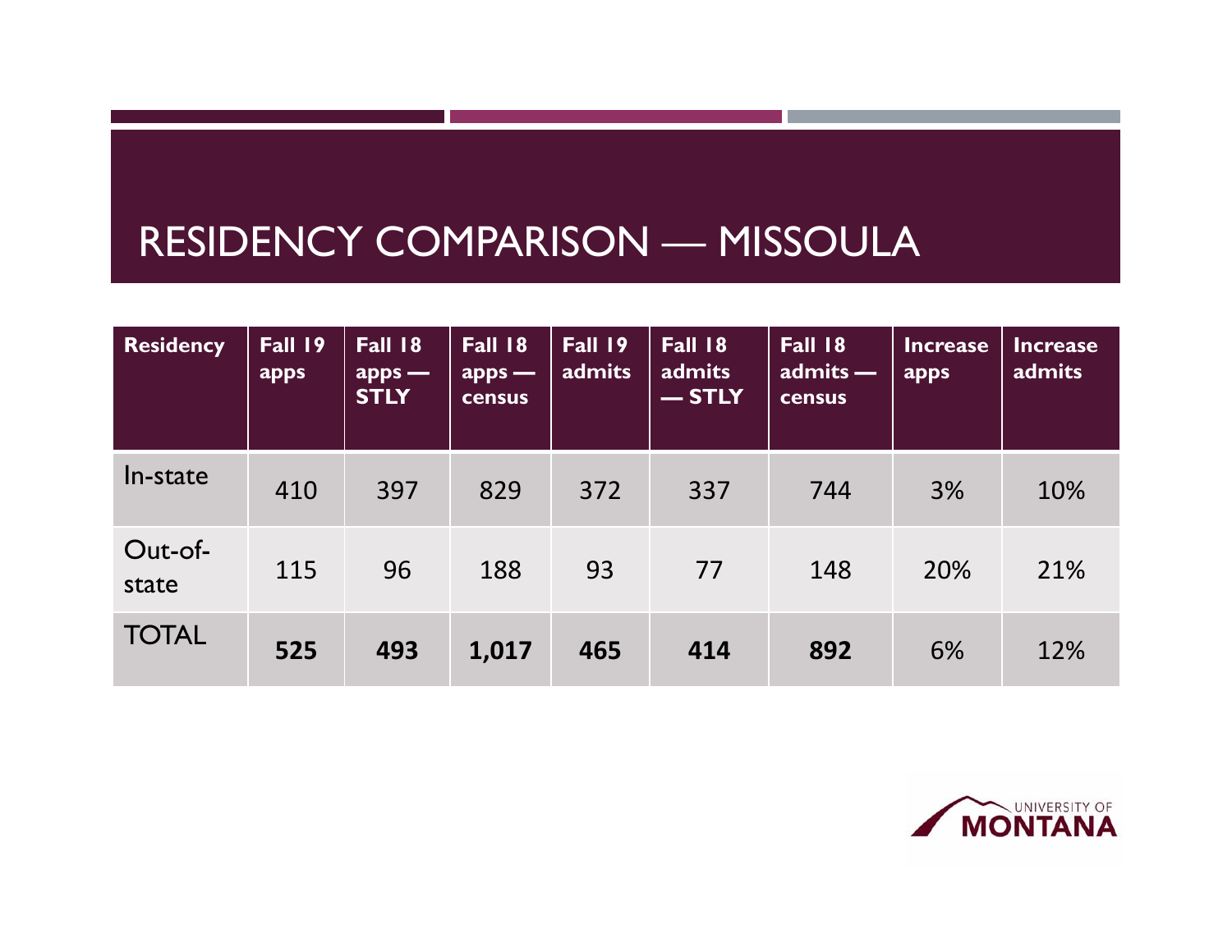# RESIDENCY COMPARISON — MISSOULA

| Residency | Fall 19 apps | Fall 18 apps — STLY | Fall 18 apps — census | Fall 19 admits | Fall 18 admits — STLY | Fall 18 admits — census | Increase apps | Increase admits |
|---|---|---|---|---|---|---|---|---|
| In-state | 410 | 397 | 829 | 372 | 337 | 744 | 3% | 10% |
| Out-of-state | 115 | 96 | 188 | 93 | 77 | 148 | 20% | 21% |
| TOTAL | **525** | **493** | **1,017** | **465** | **414** | **892** | 6% | 12% |

UNIVERSITY OF MONTANA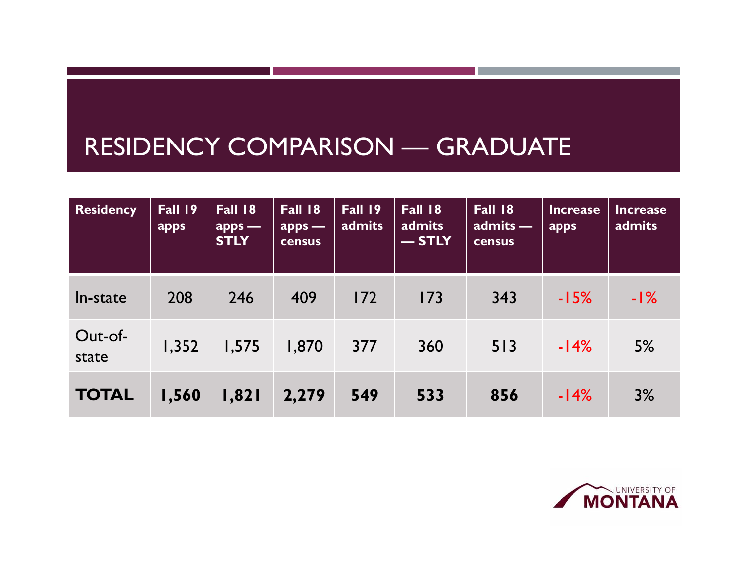# RESIDENCY COMPARISON — GRADUATE

| Residency | Fall 19 apps | Fall 18 apps — STLY | Fall 18 apps — census | Fall 19 admits | Fall 18 admits — STLY | Fall 18 admits — census | Increase apps | Increase admits |
|---|---|---|---|---|---|---|---|---|
| In-state | 208 | 246 | 409 | 172 | 173 | 343 | -15% | -1% |
| Out-of-state | 1,352 | 1,575 | 1,870 | 377 | 360 | 513 | -14% | 5% |
| **TOTAL** | **1,560** | **1,821** | **2,279** | **549** | **533** | **856** | -14% | 3% |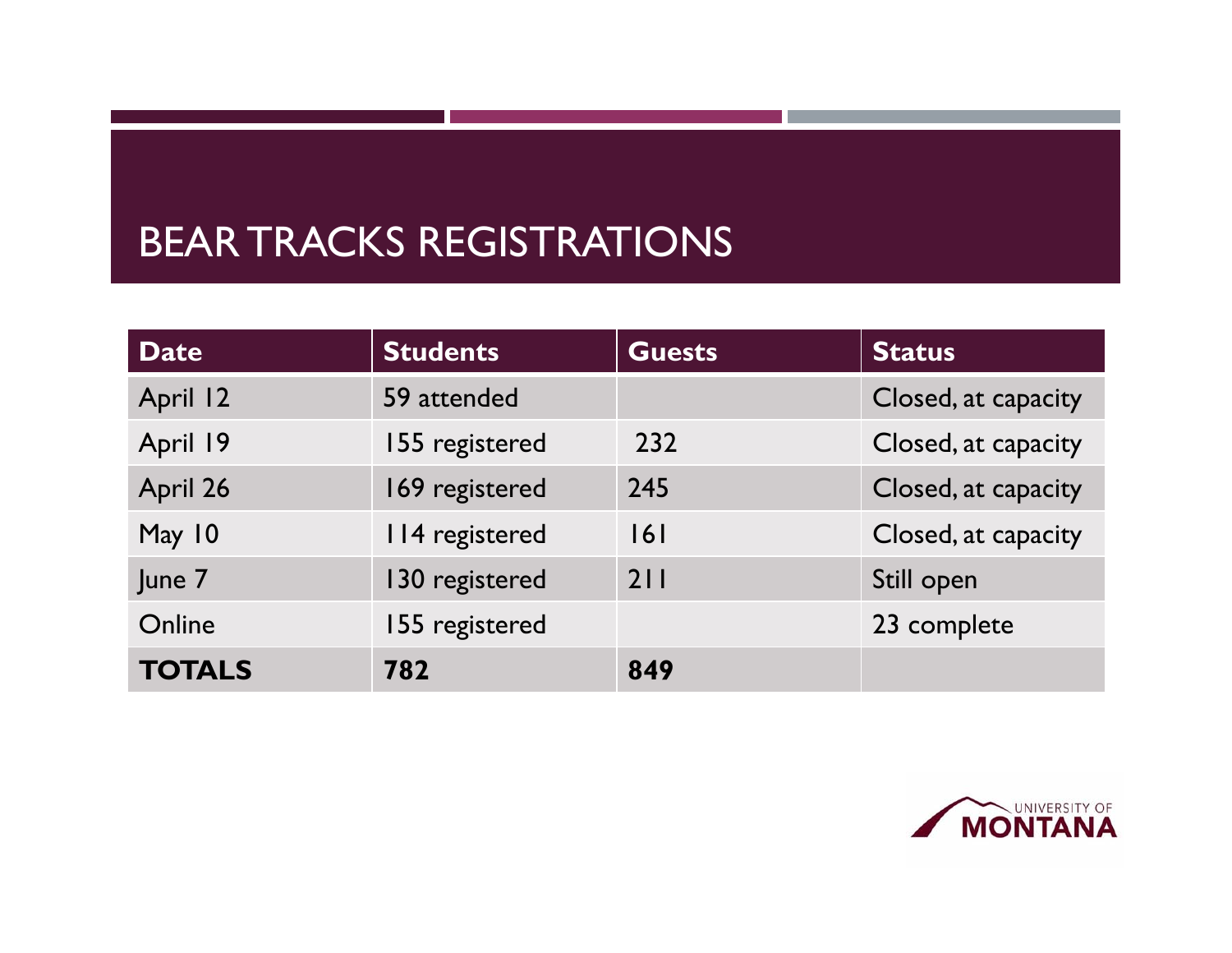# BEAR TRACKS REGISTRATIONS

| Date | Students | Guests | Status |
|---|---|---|---|
| April 12 | 59 attended | | Closed, at capacity |
| April 19 | 155 registered | 232 | Closed, at capacity |
| April 26 | 169 registered | 245 | Closed, at capacity |
| May 10 | 114 registered | 161 | Closed, at capacity |
| June 7 | 130 registered | 211 | Still open |
| Online | 155 registered | | 23 complete |
| **TOTALS** | **782** | **849** | |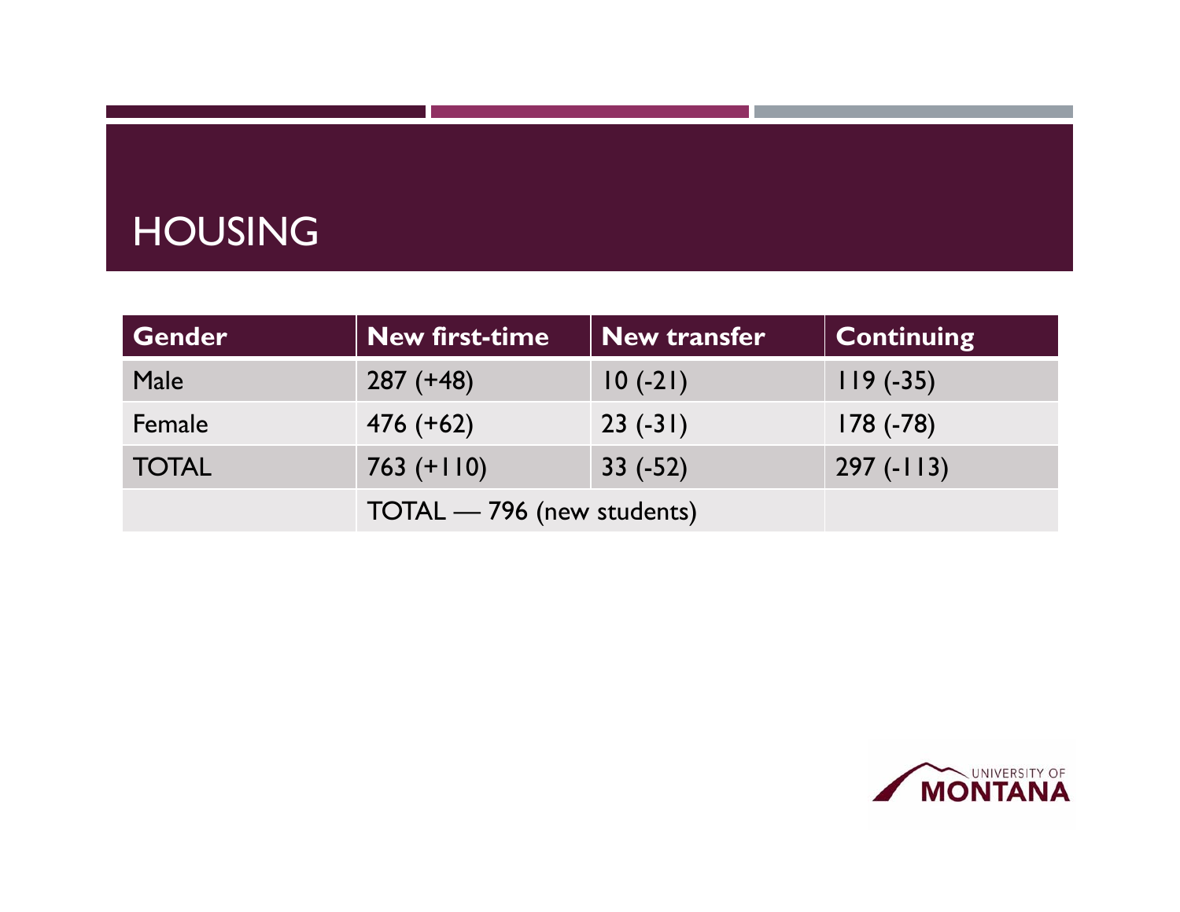# HOUSING

| Gender | New first-time | New transfer | Continuing |
|---|---|---|---|
| Male | 287 (+48) | 10 (-21) | 119 (-35) |
| Female | 476 (+62) | 23 (-31) | 178 (-78) |
| TOTAL | 763 (+110) | 33 (-52) | 297 (-113) |
| | TOTAL — 796 (new students) | | |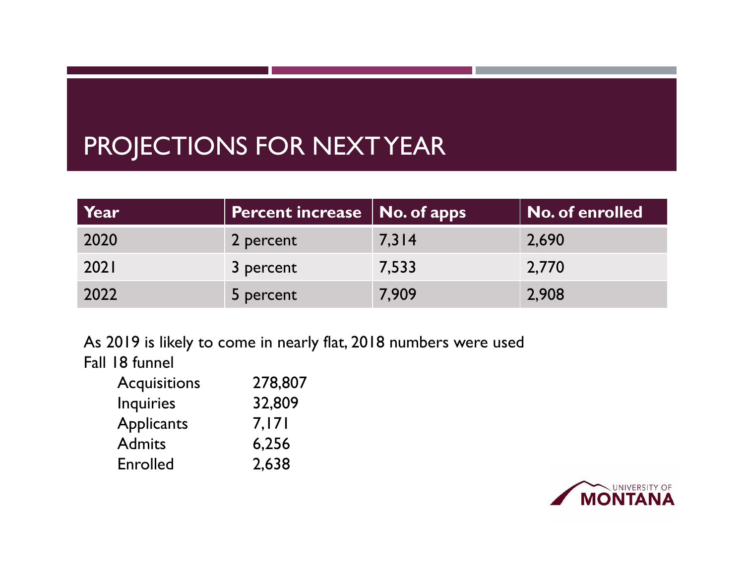# PROJECTIONS FOR NEXT YEAR

| Year | Percent increase | No. of apps | No. of enrolled |
|---|---|---|---|
| 2020 | 2 percent | 7,314 | 2,690 |
| 2021 | 3 percent | 7,533 | 2,770 |
| 2022 | 5 percent | 7,909 | 2,908 |

As 2019 is likely to come in nearly flat, 2018 numbers were used

Fall 18 funnel

| | |
|---|---|
| Acquisitions | 278,807 |
| Inquiries | 32,809 |
| Applicants | 7,171 |
| Admits | 6,256 |
| Enrolled | 2,638 |

UNIVERSITY OF MONTANA